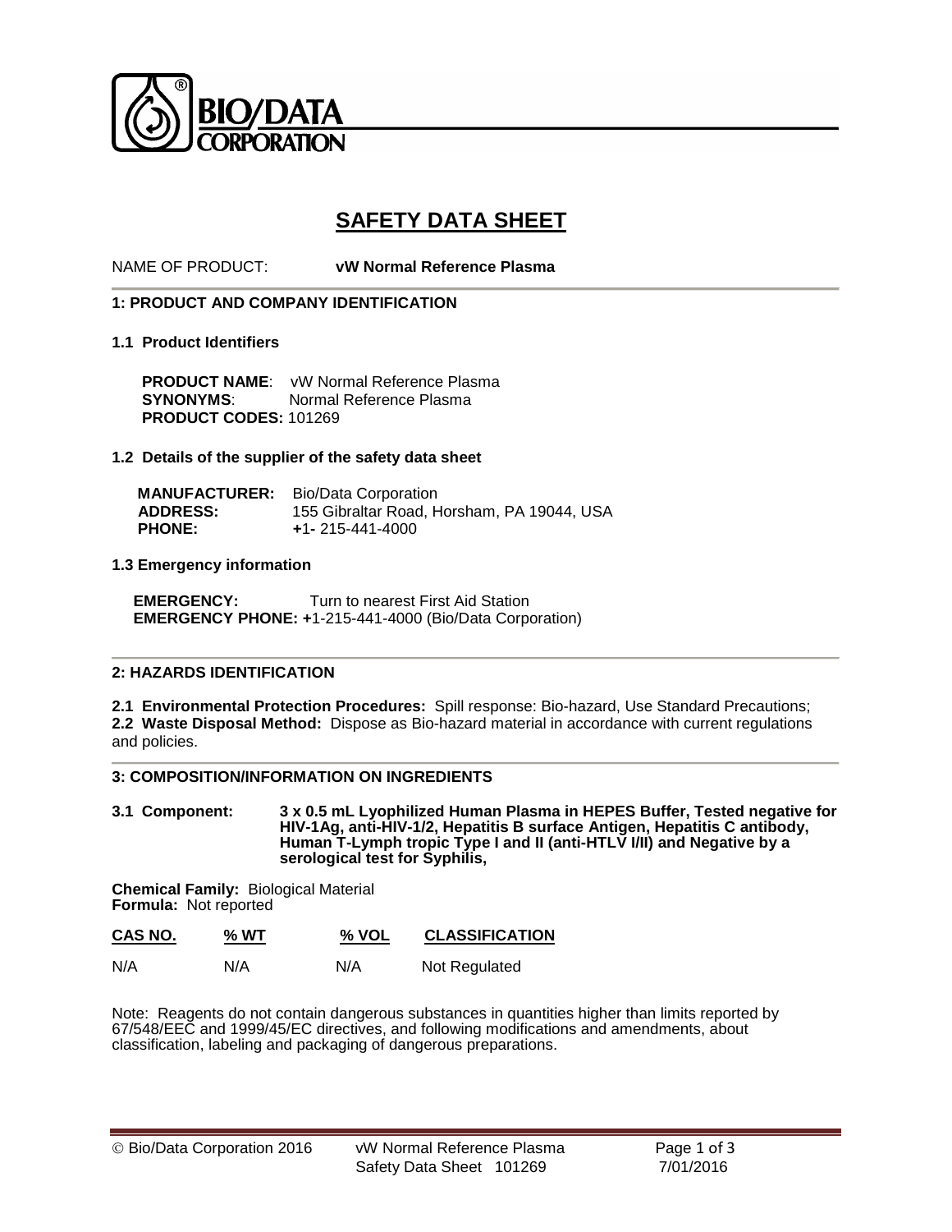BIO/DATA CORPORATION

# SAFETY DATA SHEET

NAME OF PRODUCT: **vW Normal Reference Plasma**

## 1: PRODUCT AND COMPANY IDENTIFICATION

### 1.1 Product Identifiers

**PRODUCT NAME**: vW Normal Reference Plasma
**SYNONYMS**: Normal Reference Plasma
**PRODUCT CODES:** 101269

### 1.2 Details of the supplier of the safety data sheet

**MANUFACTURER:** Bio/Data Corporation
**ADDRESS:** 155 Gibraltar Road, Horsham, PA 19044, USA
**PHONE:** **+**1- 215-441-4000

### 1.3 Emergency information

**EMERGENCY:** Turn to nearest First Aid Station
**EMERGENCY PHONE: +**1-215-441-4000 (Bio/Data Corporation)

## 2: HAZARDS IDENTIFICATION

**2.1 Environmental Protection Procedures:** Spill response: Bio-hazard, Use Standard Precautions;
**2.2 Waste Disposal Method:** Dispose as Bio-hazard material in accordance with current regulations and policies.

## 3: COMPOSITION/INFORMATION ON INGREDIENTS

**3.1 Component:** **3 x 0.5 mL Lyophilized Human Plasma in HEPES Buffer, Tested negative for HIV-1Ag, anti-HIV-1/2, Hepatitis B surface Antigen, Hepatitis C antibody, Human T-Lymph tropic Type I and II (anti-HTLV I/II) and Negative by a serological test for Syphilis,**

**Chemical Family:** Biological Material
**Formula:** Not reported

| CAS NO. | % WT | % VOL | CLASSIFICATION |
|---|---|---|---|
| N/A | N/A | N/A | Not Regulated |

Note: Reagents do not contain dangerous substances in quantities higher than limits reported by 67/548/EEC and 1999/45/EC directives, and following modifications and amendments, about classification, labeling and packaging of dangerous preparations.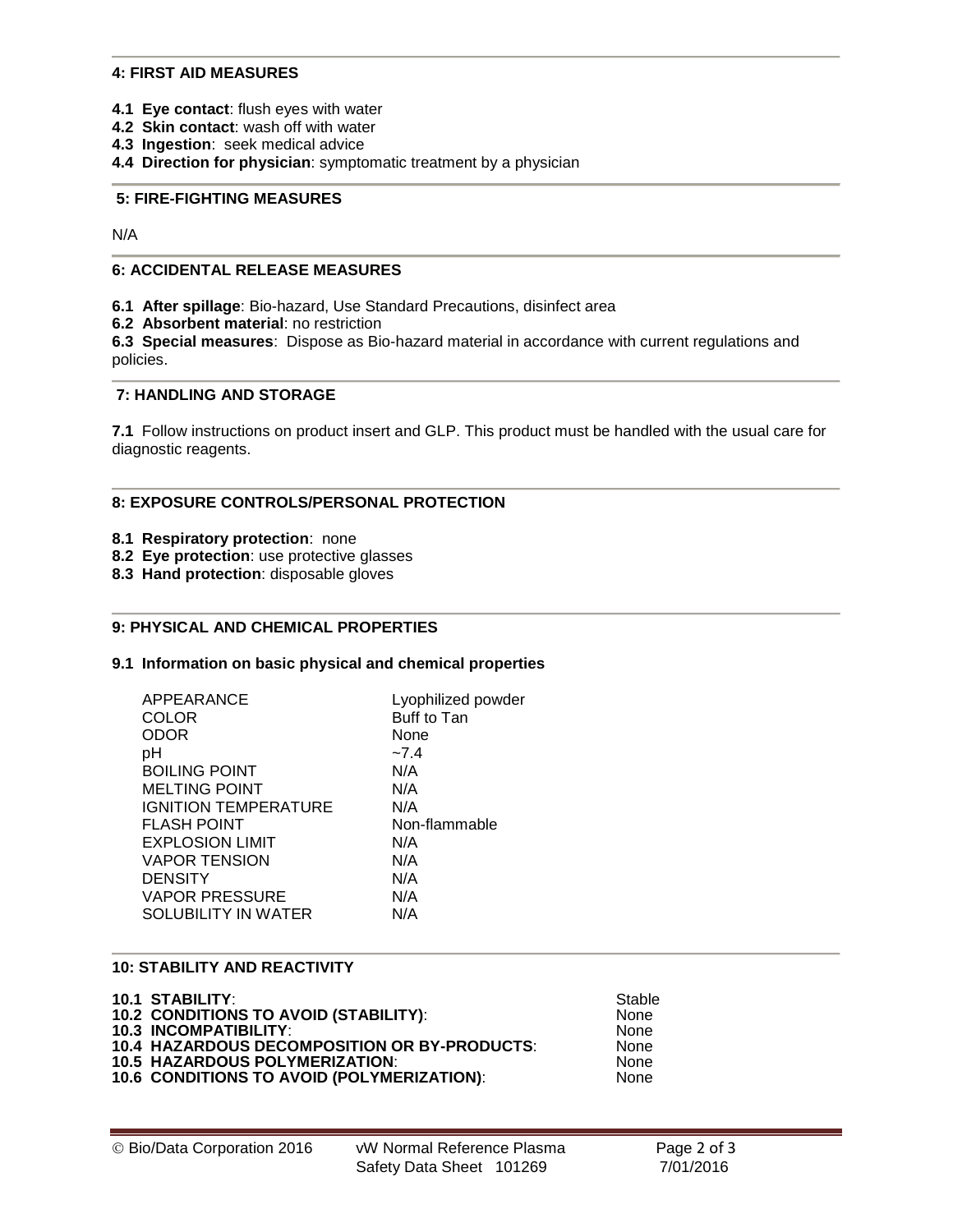## 4: FIRST AID MEASURES

**4.1 Eye contact**: flush eyes with water
**4.2 Skin contact**: wash off with water
**4.3 Ingestion**: seek medical advice
**4.4 Direction for physician**: symptomatic treatment by a physician

## 5: FIRE-FIGHTING MEASURES

N/A

## 6: ACCIDENTAL RELEASE MEASURES

**6.1 After spillage**: Bio-hazard, Use Standard Precautions, disinfect area
**6.2 Absorbent material**: no restriction
**6.3 Special measures**: Dispose as Bio-hazard material in accordance with current regulations and policies.

## 7: HANDLING AND STORAGE

**7.1** Follow instructions on product insert and GLP. This product must be handled with the usual care for diagnostic reagents.

## 8: EXPOSURE CONTROLS/PERSONAL PROTECTION

**8.1 Respiratory protection**: none
**8.2 Eye protection**: use protective glasses
**8.3 Hand protection**: disposable gloves

## 9: PHYSICAL AND CHEMICAL PROPERTIES

### 9.1 Information on basic physical and chemical properties

| | |
|---|---|
| APPEARANCE | Lyophilized powder |
| COLOR | Buff to Tan |
| ODOR | None |
| pH | ~7.4 |
| BOILING POINT | N/A |
| MELTING POINT | N/A |
| IGNITION TEMPERATURE | N/A |
| FLASH POINT | Non-flammable |
| EXPLOSION LIMIT | N/A |
| VAPOR TENSION | N/A |
| DENSITY | N/A |
| VAPOR PRESSURE | N/A |
| SOLUBILITY IN WATER | N/A |

## 10: STABILITY AND REACTIVITY

| | |
|---|---|
| **10.1 STABILITY**: | Stable |
| **10.2 CONDITIONS TO AVOID (STABILITY)**: | None |
| **10.3 INCOMPATIBILITY**: | None |
| **10.4 HAZARDOUS DECOMPOSITION OR BY-PRODUCTS**: | None |
| **10.5 HAZARDOUS POLYMERIZATION**: | None |
| **10.6 CONDITIONS TO AVOID (POLYMERIZATION)**: | None |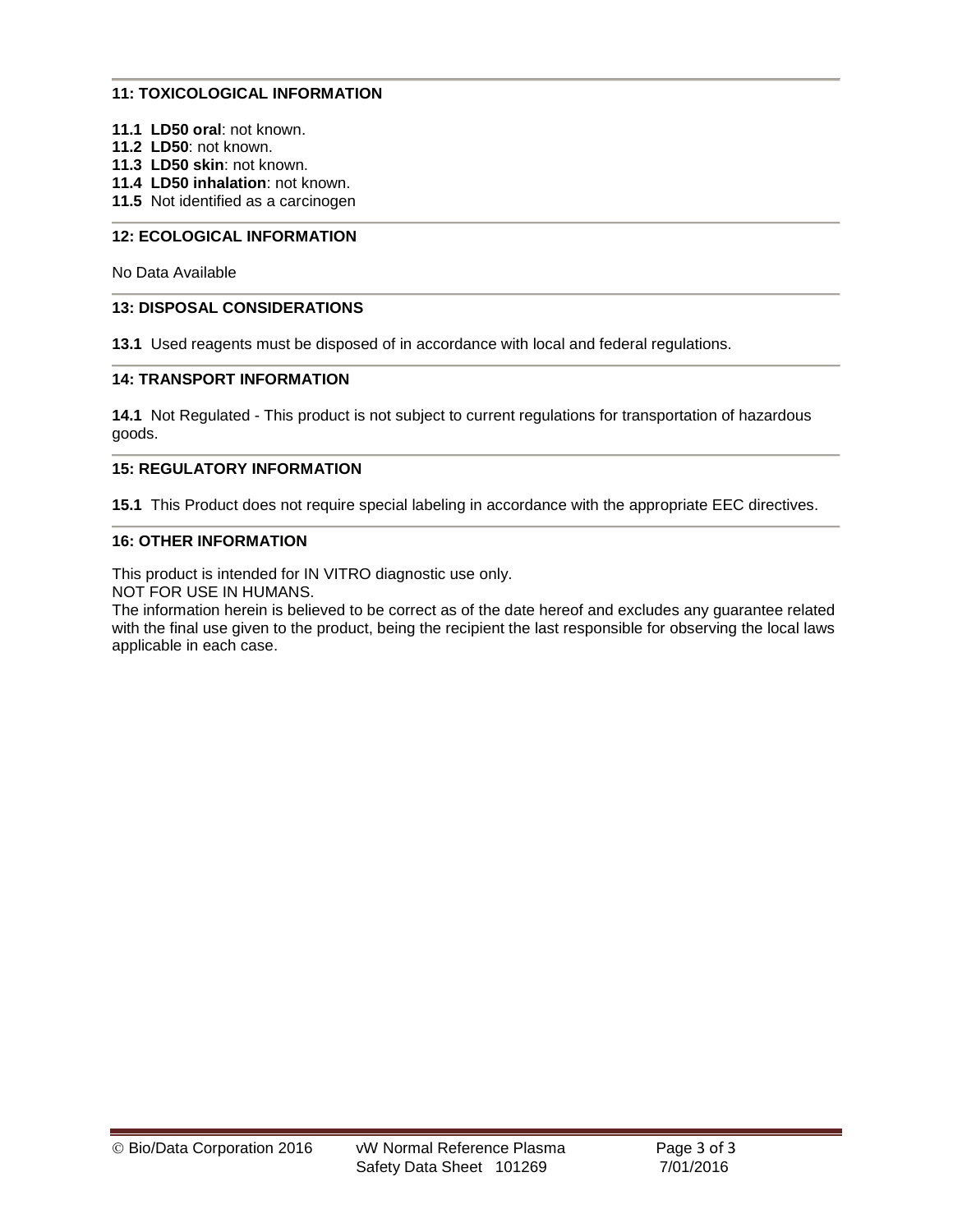## 11: TOXICOLOGICAL INFORMATION

**11.1 LD50 oral**: not known.
**11.2 LD50**: not known.
**11.3 LD50 skin**: not known.
**11.4 LD50 inhalation**: not known.
**11.5** Not identified as a carcinogen

## 12: ECOLOGICAL INFORMATION

No Data Available

## 13: DISPOSAL CONSIDERATIONS

**13.1** Used reagents must be disposed of in accordance with local and federal regulations.

## 14: TRANSPORT INFORMATION

**14.1** Not Regulated - This product is not subject to current regulations for transportation of hazardous goods.

## 15: REGULATORY INFORMATION

**15.1** This Product does not require special labeling in accordance with the appropriate EEC directives.

## 16: OTHER INFORMATION

This product is intended for IN VITRO diagnostic use only.
NOT FOR USE IN HUMANS.
The information herein is believed to be correct as of the date hereof and excludes any guarantee related with the final use given to the product, being the recipient the last responsible for observing the local laws applicable in each case.